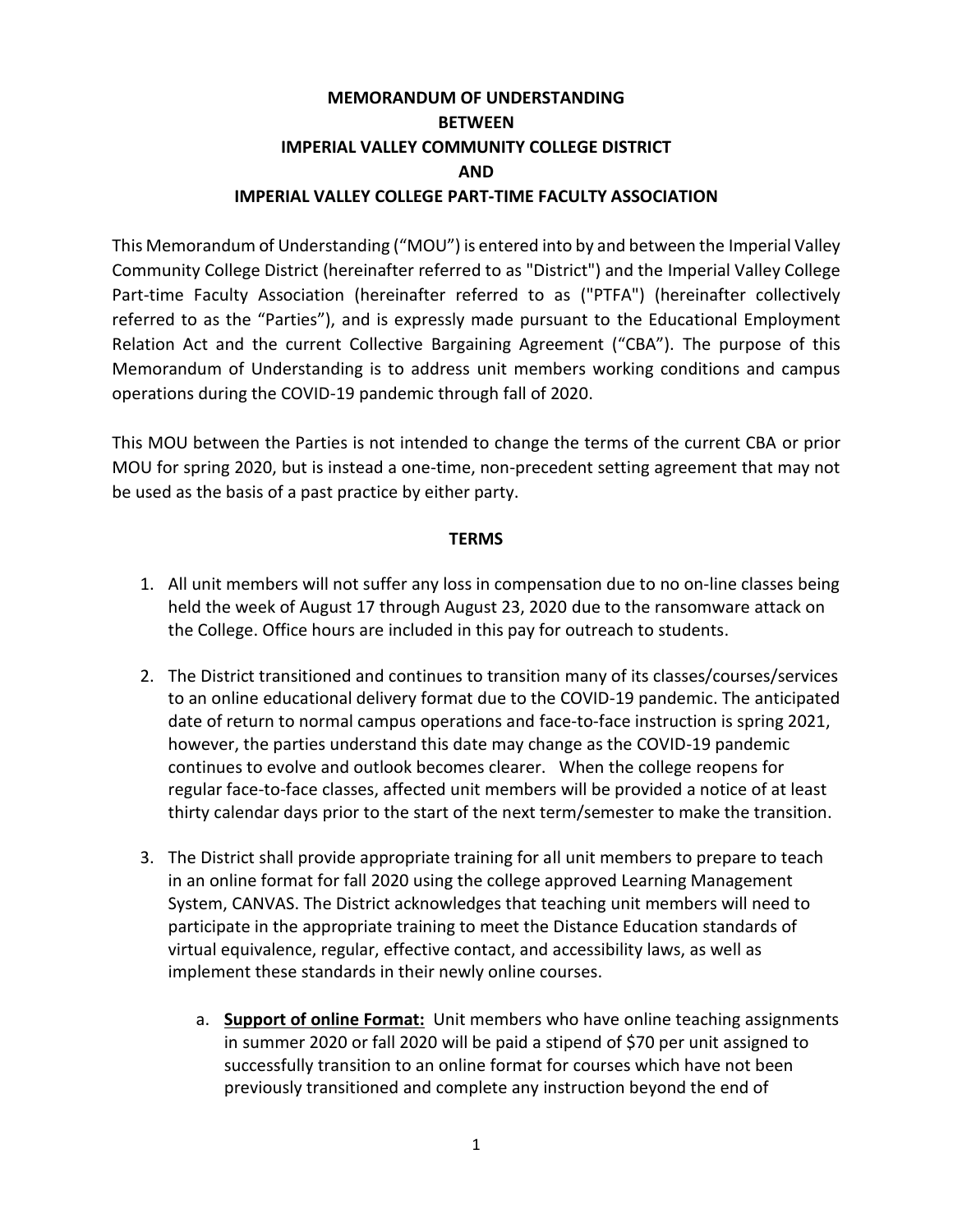**MEMORANDUM OF UNDERSTANDING**
**BETWEEN**
**IMPERIAL VALLEY COMMUNITY COLLEGE DISTRICT**
**AND**
**IMPERIAL VALLEY COLLEGE PART-TIME FACULTY ASSOCIATION**

This Memorandum of Understanding ("MOU") is entered into by and between the Imperial Valley Community College District (hereinafter referred to as "District") and the Imperial Valley College Part-time Faculty Association (hereinafter referred to as ("PTFA") (hereinafter collectively referred to as the "Parties"), and is expressly made pursuant to the Educational Employment Relation Act and the current Collective Bargaining Agreement ("CBA"). The purpose of this Memorandum of Understanding is to address unit members working conditions and campus operations during the COVID-19 pandemic through fall of 2020.

This MOU between the Parties is not intended to change the terms of the current CBA or prior MOU for spring 2020, but is instead a one-time, non-precedent setting agreement that may not be used as the basis of a past practice by either party.

**TERMS**

1. All unit members will not suffer any loss in compensation due to no on-line classes being held the week of August 17 through August 23, 2020 due to the ransomware attack on the College. Office hours are included in this pay for outreach to students.

2. The District transitioned and continues to transition many of its classes/courses/services to an online educational delivery format due to the COVID-19 pandemic. The anticipated date of return to normal campus operations and face-to-face instruction is spring 2021, however, the parties understand this date may change as the COVID-19 pandemic continues to evolve and outlook becomes clearer. When the college reopens for regular face-to-face classes, affected unit members will be provided a notice of at least thirty calendar days prior to the start of the next term/semester to make the transition.

3. The District shall provide appropriate training for all unit members to prepare to teach in an online format for fall 2020 using the college approved Learning Management System, CANVAS. The District acknowledges that teaching unit members will need to participate in the appropriate training to meet the Distance Education standards of virtual equivalence, regular, effective contact, and accessibility laws, as well as implement these standards in their newly online courses.

   a. **Support of online Format:** Unit members who have online teaching assignments in summer 2020 or fall 2020 will be paid a stipend of $70 per unit assigned to successfully transition to an online format for courses which have not been previously transitioned and complete any instruction beyond the end of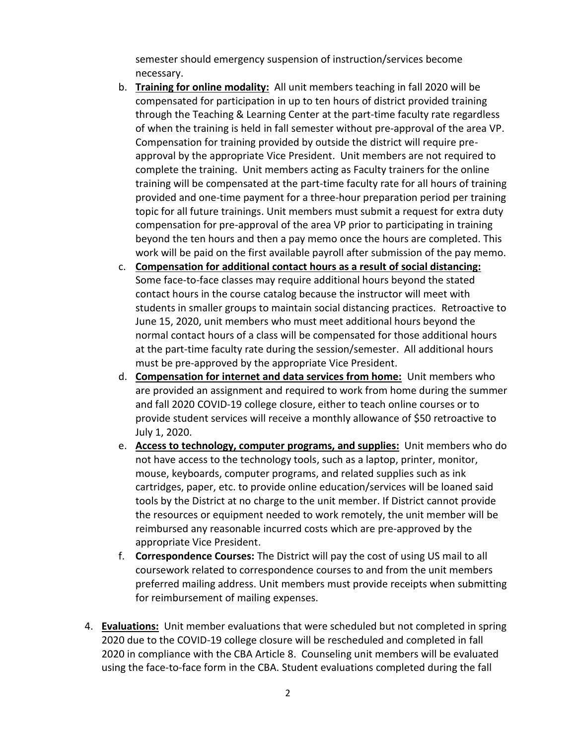semester should emergency suspension of instruction/services become necessary.

b. **Training for online modality:** All unit members teaching in fall 2020 will be compensated for participation in up to ten hours of district provided training through the Teaching & Learning Center at the part-time faculty rate regardless of when the training is held in fall semester without pre-approval of the area VP. Compensation for training provided by outside the district will require pre-approval by the appropriate Vice President. Unit members are not required to complete the training. Unit members acting as Faculty trainers for the online training will be compensated at the part-time faculty rate for all hours of training provided and one-time payment for a three-hour preparation period per training topic for all future trainings. Unit members must submit a request for extra duty compensation for pre-approval of the area VP prior to participating in training beyond the ten hours and then a pay memo once the hours are completed. This work will be paid on the first available payroll after submission of the pay memo.

c. **Compensation for additional contact hours as a result of social distancing:** Some face-to-face classes may require additional hours beyond the stated contact hours in the course catalog because the instructor will meet with students in smaller groups to maintain social distancing practices. Retroactive to June 15, 2020, unit members who must meet additional hours beyond the normal contact hours of a class will be compensated for those additional hours at the part-time faculty rate during the session/semester. All additional hours must be pre-approved by the appropriate Vice President.

d. **Compensation for internet and data services from home:** Unit members who are provided an assignment and required to work from home during the summer and fall 2020 COVID-19 college closure, either to teach online courses or to provide student services will receive a monthly allowance of $50 retroactive to July 1, 2020.

e. **Access to technology, computer programs, and supplies:** Unit members who do not have access to the technology tools, such as a laptop, printer, monitor, mouse, keyboards, computer programs, and related supplies such as ink cartridges, paper, etc. to provide online education/services will be loaned said tools by the District at no charge to the unit member. If District cannot provide the resources or equipment needed to work remotely, the unit member will be reimbursed any reasonable incurred costs which are pre-approved by the appropriate Vice President.

f. **Correspondence Courses:** The District will pay the cost of using US mail to all coursework related to correspondence courses to and from the unit members preferred mailing address. Unit members must provide receipts when submitting for reimbursement of mailing expenses.

4. **Evaluations:** Unit member evaluations that were scheduled but not completed in spring 2020 due to the COVID-19 college closure will be rescheduled and completed in fall 2020 in compliance with the CBA Article 8. Counseling unit members will be evaluated using the face-to-face form in the CBA. Student evaluations completed during the fall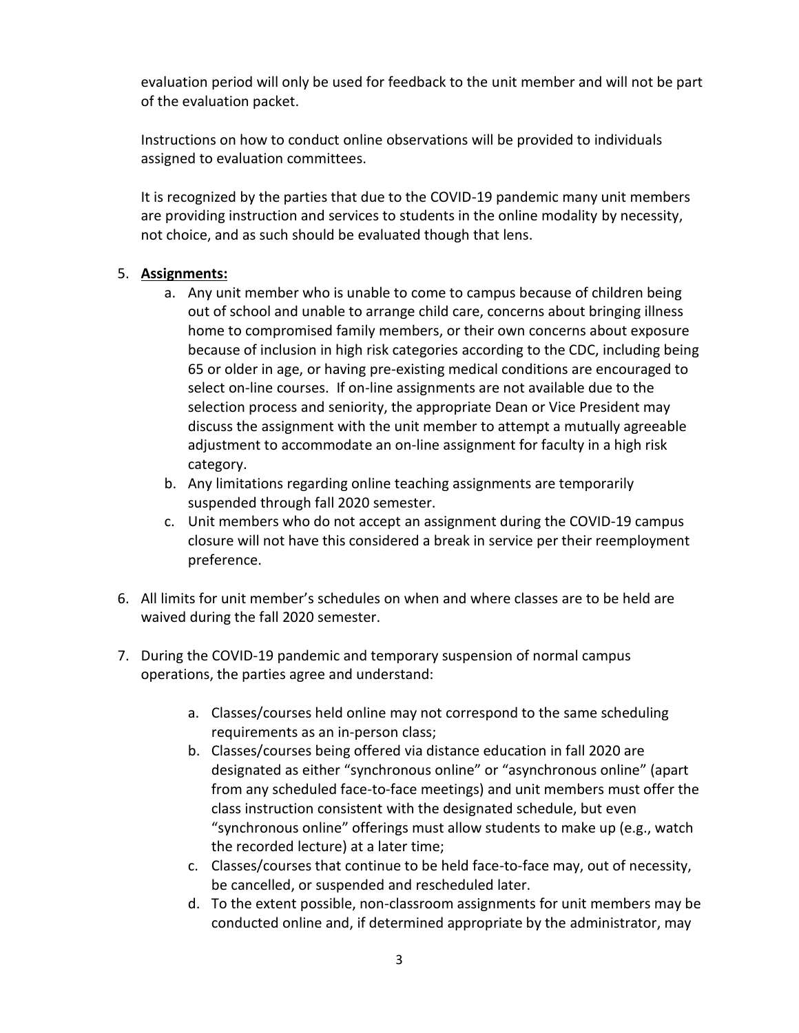evaluation period will only be used for feedback to the unit member and will not be part of the evaluation packet.

Instructions on how to conduct online observations will be provided to individuals assigned to evaluation committees.

It is recognized by the parties that due to the COVID-19 pandemic many unit members are providing instruction and services to students in the online modality by necessity, not choice, and as such should be evaluated though that lens.

5. **Assignments:**
    a. Any unit member who is unable to come to campus because of children being out of school and unable to arrange child care, concerns about bringing illness home to compromised family members, or their own concerns about exposure because of inclusion in high risk categories according to the CDC, including being 65 or older in age, or having pre-existing medical conditions are encouraged to select on-line courses. If on-line assignments are not available due to the selection process and seniority, the appropriate Dean or Vice President may discuss the assignment with the unit member to attempt a mutually agreeable adjustment to accommodate an on-line assignment for faculty in a high risk category.
    b. Any limitations regarding online teaching assignments are temporarily suspended through fall 2020 semester.
    c. Unit members who do not accept an assignment during the COVID-19 campus closure will not have this considered a break in service per their reemployment preference.

6. All limits for unit member's schedules on when and where classes are to be held are waived during the fall 2020 semester.

7. During the COVID-19 pandemic and temporary suspension of normal campus operations, the parties agree and understand:
    a. Classes/courses held online may not correspond to the same scheduling requirements as an in-person class;
    b. Classes/courses being offered via distance education in fall 2020 are designated as either "synchronous online" or "asynchronous online" (apart from any scheduled face-to-face meetings) and unit members must offer the class instruction consistent with the designated schedule, but even "synchronous online" offerings must allow students to make up (e.g., watch the recorded lecture) at a later time;
    c. Classes/courses that continue to be held face-to-face may, out of necessity, be cancelled, or suspended and rescheduled later.
    d. To the extent possible, non-classroom assignments for unit members may be conducted online and, if determined appropriate by the administrator, may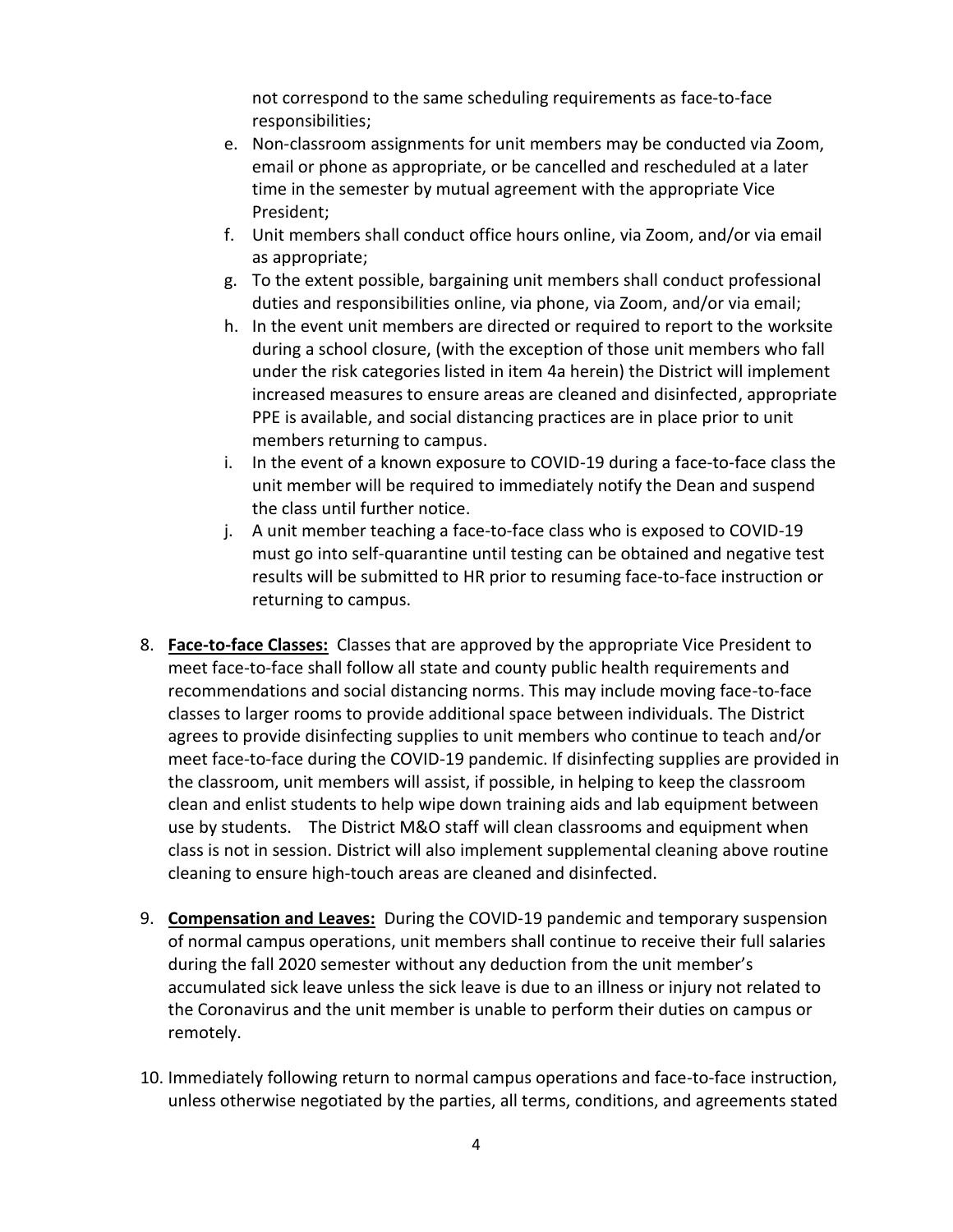not correspond to the same scheduling requirements as face-to-face responsibilities;

e. Non-classroom assignments for unit members may be conducted via Zoom, email or phone as appropriate, or be cancelled and rescheduled at a later time in the semester by mutual agreement with the appropriate Vice President;
f. Unit members shall conduct office hours online, via Zoom, and/or via email as appropriate;
g. To the extent possible, bargaining unit members shall conduct professional duties and responsibilities online, via phone, via Zoom, and/or via email;
h. In the event unit members are directed or required to report to the worksite during a school closure, (with the exception of those unit members who fall under the risk categories listed in item 4a herein) the District will implement increased measures to ensure areas are cleaned and disinfected, appropriate PPE is available, and social distancing practices are in place prior to unit members returning to campus.
i. In the event of a known exposure to COVID-19 during a face-to-face class the unit member will be required to immediately notify the Dean and suspend the class until further notice.
j. A unit member teaching a face-to-face class who is exposed to COVID-19 must go into self-quarantine until testing can be obtained and negative test results will be submitted to HR prior to resuming face-to-face instruction or returning to campus.

8. **Face-to-face Classes:** Classes that are approved by the appropriate Vice President to meet face-to-face shall follow all state and county public health requirements and recommendations and social distancing norms. This may include moving face-to-face classes to larger rooms to provide additional space between individuals. The District agrees to provide disinfecting supplies to unit members who continue to teach and/or meet face-to-face during the COVID-19 pandemic. If disinfecting supplies are provided in the classroom, unit members will assist, if possible, in helping to keep the classroom clean and enlist students to help wipe down training aids and lab equipment between use by students. The District M&O staff will clean classrooms and equipment when class is not in session. District will also implement supplemental cleaning above routine cleaning to ensure high-touch areas are cleaned and disinfected.

9. **Compensation and Leaves:** During the COVID-19 pandemic and temporary suspension of normal campus operations, unit members shall continue to receive their full salaries during the fall 2020 semester without any deduction from the unit member's accumulated sick leave unless the sick leave is due to an illness or injury not related to the Coronavirus and the unit member is unable to perform their duties on campus or remotely.

10. Immediately following return to normal campus operations and face-to-face instruction, unless otherwise negotiated by the parties, all terms, conditions, and agreements stated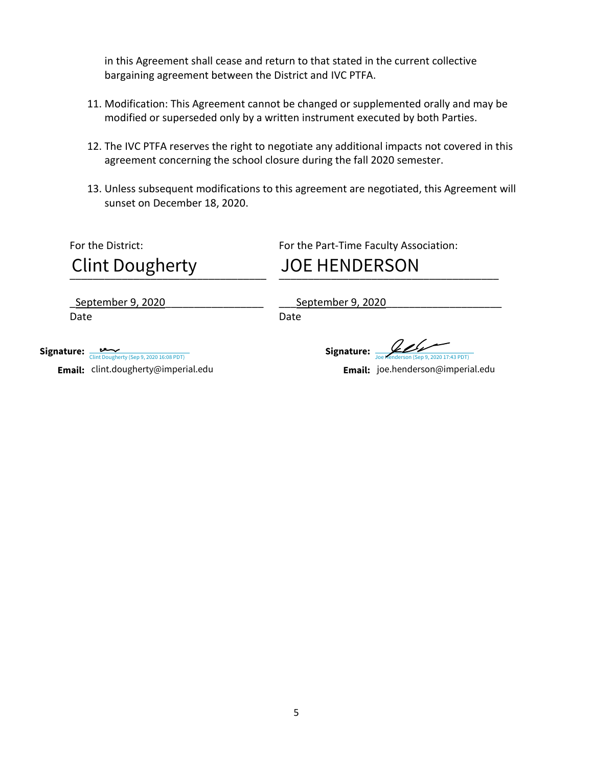in this Agreement shall cease and return to that stated in the current collective bargaining agreement between the District and IVC PTFA.

11. Modification: This Agreement cannot be changed or supplemented orally and may be modified or superseded only by a written instrument executed by both Parties.

12. The IVC PTFA reserves the right to negotiate any additional impacts not covered in this agreement concerning the school closure during the fall 2020 semester.

13. Unless subsequent modifications to this agreement are negotiated, this Agreement will sunset on December 18, 2020.

For the District:

Clint Dougherty

September 9, 2020
Date

**Signature:** Clint Dougherty (Sep 9, 2020 16:08 PDT)

**Email:** clint.dougherty@imperial.edu

For the Part-Time Faculty Association:

JOE HENDERSON

September 9, 2020
Date

**Signature:** Joe Henderson (Sep 9, 2020 17:43 PDT)

**Email:** joe.henderson@imperial.edu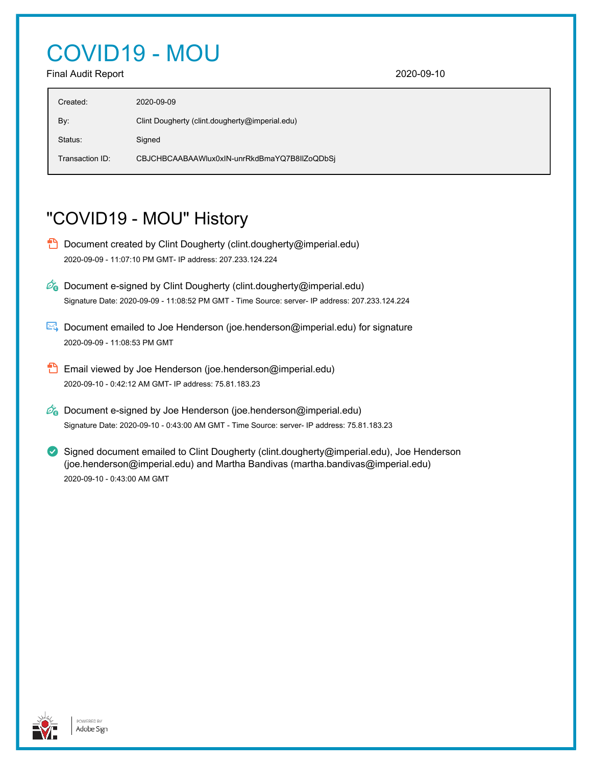# COVID19 - MOU

Final Audit Report 2020-09-10

| | |
|---|---|
| Created: | 2020-09-09 |
| By: | Clint Dougherty (clint.dougherty@imperial.edu) |
| Status: | Signed |
| Transaction ID: | CBJCHBCAABAAWlux0xIN-unrRkdBmaYQ7B8IlZoQDbSj |

## "COVID19 - MOU" History

- Document created by Clint Dougherty (clint.dougherty@imperial.edu)
  2020-09-09 - 11:07:10 PM GMT- IP address: 207.233.124.224

- Document e-signed by Clint Dougherty (clint.dougherty@imperial.edu)
  Signature Date: 2020-09-09 - 11:08:52 PM GMT - Time Source: server- IP address: 207.233.124.224

- Document emailed to Joe Henderson (joe.henderson@imperial.edu) for signature
  2020-09-09 - 11:08:53 PM GMT

- Email viewed by Joe Henderson (joe.henderson@imperial.edu)
  2020-09-10 - 0:42:12 AM GMT- IP address: 75.81.183.23

- Document e-signed by Joe Henderson (joe.henderson@imperial.edu)
  Signature Date: 2020-09-10 - 0:43:00 AM GMT - Time Source: server- IP address: 75.81.183.23

- Signed document emailed to Clint Dougherty (clint.dougherty@imperial.edu), Joe Henderson (joe.henderson@imperial.edu) and Martha Bandivas (martha.bandivas@imperial.edu)
  2020-09-10 - 0:43:00 AM GMT

POWERED BY Adobe Sign